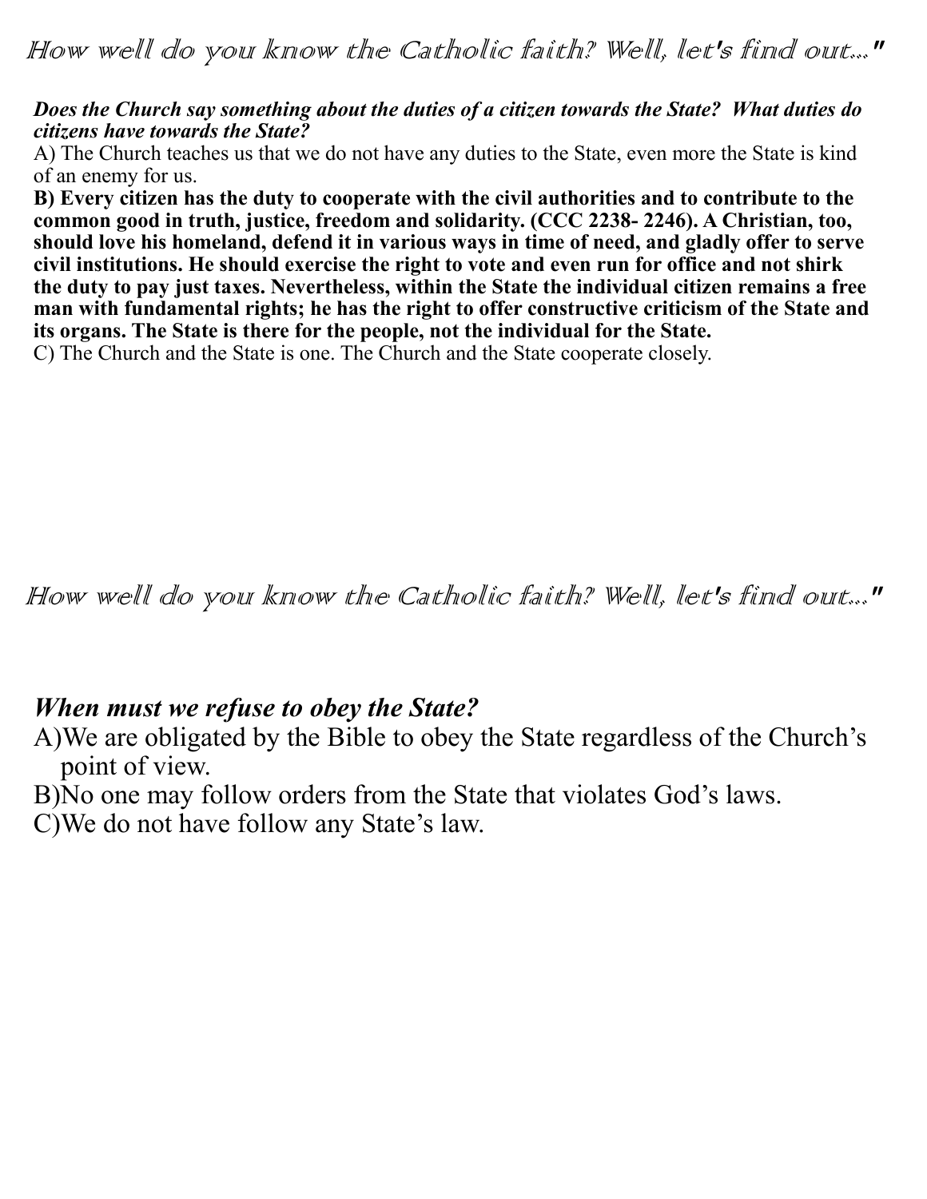*How well do you know the Catholic faith? Well, let's find out..."*

***Does the Church say something about the duties of a citizen towards the State? What duties do citizens have towards the State?***

A) The Church teaches us that we do not have any duties to the State, even more the State is kind of an enemy for us.

**B) Every citizen has the duty to cooperate with the civil authorities and to contribute to the common good in truth, justice, freedom and solidarity. (CCC 2238- 2246). A Christian, too, should love his homeland, defend it in various ways in time of need, and gladly offer to serve civil institutions. He should exercise the right to vote and even run for office and not shirk the duty to pay just taxes. Nevertheless, within the State the individual citizen remains a free man with fundamental rights; he has the right to offer constructive criticism of the State and its organs. The State is there for the people, not the individual for the State.**

C) The Church and the State is one. The Church and the State cooperate closely.

*How well do you know the Catholic faith? Well, let's find out..."*

## *When must we refuse to obey the State?*

A)We are obligated by the Bible to obey the State regardless of the Church's point of view.

B)No one may follow orders from the State that violates God's laws.

C)We do not have follow any State's law.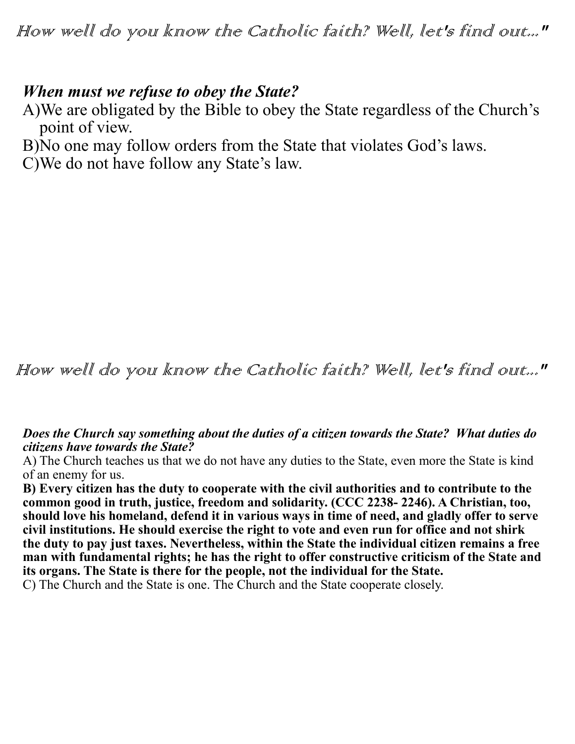How well do you know the Catholic faith? Well, let's find out..."

***When must we refuse to obey the State?***

A) We are obligated by the Bible to obey the State regardless of the Church's point of view.

B) No one may follow orders from the State that violates God's laws.

C) We do not have follow any State's law.

How well do you know the Catholic faith? Well, let's find out..."

***Does the Church say something about the duties of a citizen towards the State? What duties do citizens have towards the State?***

A) The Church teaches us that we do not have any duties to the State, even more the State is kind of an enemy for us.

**B) Every citizen has the duty to cooperate with the civil authorities and to contribute to the common good in truth, justice, freedom and solidarity. (CCC 2238- 2246). A Christian, too, should love his homeland, defend it in various ways in time of need, and gladly offer to serve civil institutions. He should exercise the right to vote and even run for office and not shirk the duty to pay just taxes. Nevertheless, within the State the individual citizen remains a free man with fundamental rights; he has the right to offer constructive criticism of the State and its organs. The State is there for the people, not the individual for the State.**

C) The Church and the State is one. The Church and the State cooperate closely.